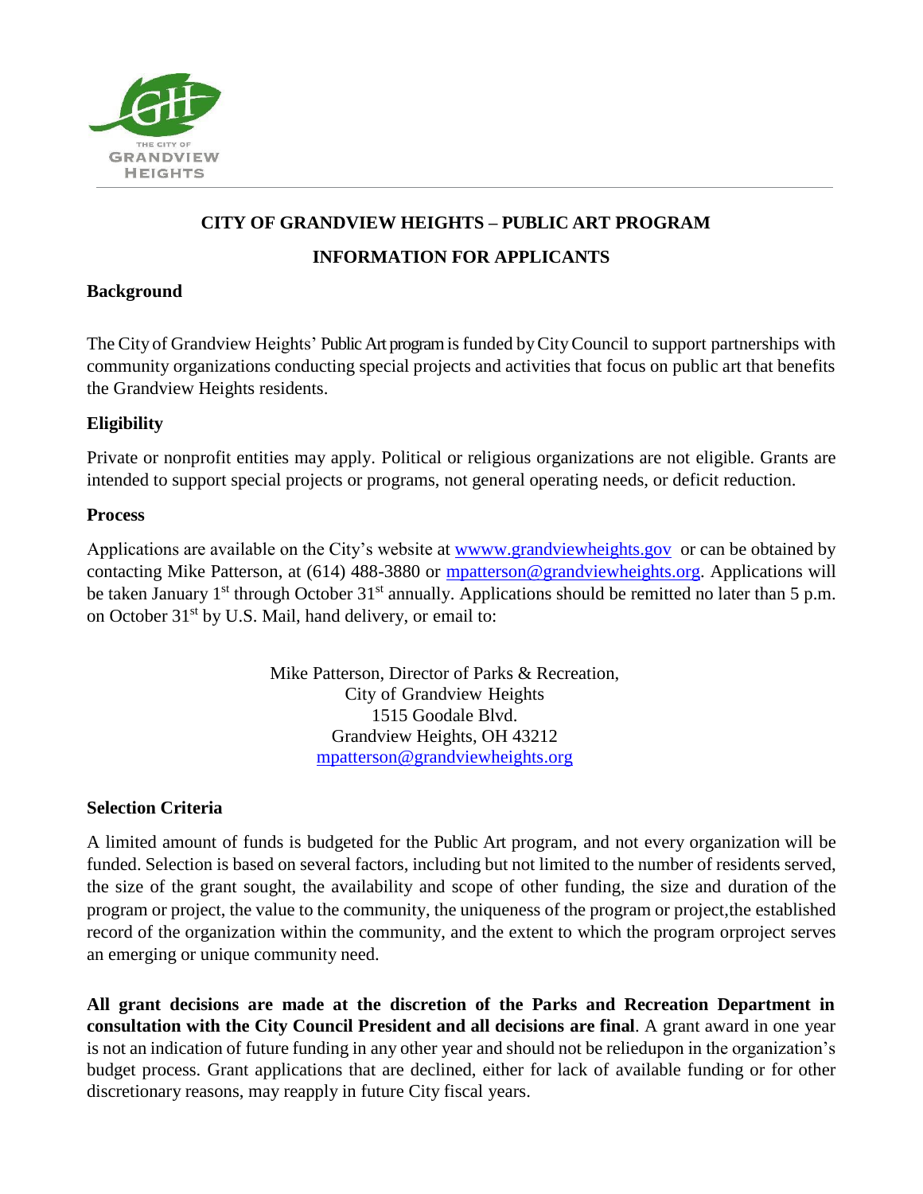# CITY OF GRANDVIEW HEIGHTS – PUBLIC ART PROGRAM

## INFORMATION FOR APPLICANTS

### Background

The City of Grandview Heights' Public Art program is funded by City Council to support partnerships with community organizations conducting special projects and activities that focus on public art that benefits the Grandview Heights residents.

### Eligibility

Private or nonprofit entities may apply. Political or religious organizations are not eligible. Grants are intended to support special projects or programs, not general operating needs, or deficit reduction.

### Process

Applications are available on the City's website at [wwww.grandviewheights.gov](wwww.grandviewheights.gov) or can be obtained by contacting Mike Patterson, at (614) 488-3880 or [mpatterson@grandviewheights.org](mailto:mpatterson@grandviewheights.org). Applications will be taken January 1st through October 31st annually. Applications should be remitted no later than 5 p.m. on October 31st by U.S. Mail, hand delivery, or email to:

Mike Patterson, Director of Parks & Recreation,
City of Grandview Heights
1515 Goodale Blvd.
Grandview Heights, OH 43212
[mpatterson@grandviewheights.org](mailto:mpatterson@grandviewheights.org)

### Selection Criteria

A limited amount of funds is budgeted for the Public Art program, and not every organization will be funded. Selection is based on several factors, including but not limited to the number of residents served, the size of the grant sought, the availability and scope of other funding, the size and duration of the program or project, the value to the community, the uniqueness of the program or project,the established record of the organization within the community, and the extent to which the program orproject serves an emerging or unique community need.

**All grant decisions are made at the discretion of the Parks and Recreation Department in consultation with the City Council President and all decisions are final**. A grant award in one year is not an indication of future funding in any other year and should not be reliedupon in the organization's budget process. Grant applications that are declined, either for lack of available funding or for other discretionary reasons, may reapply in future City fiscal years.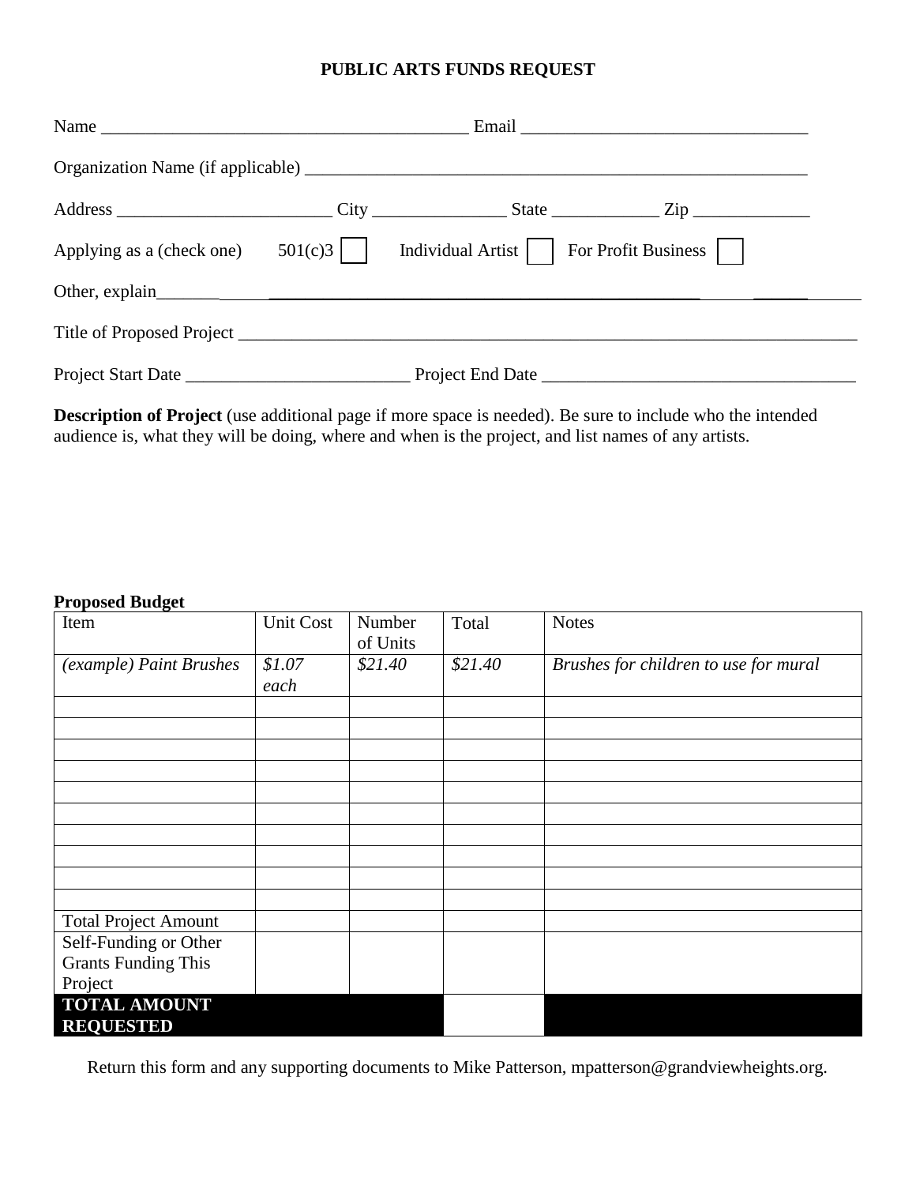**PUBLIC ARTS FUNDS REQUEST**

Name __________________________________________ Email _________________________________

Organization Name (if applicable) ___________________________________________________________

Address ________________________ City _______________ State ____________ Zip _____________

Applying as a (check one) 501(c)3 ☐ Individual Artist ☐ For Profit Business ☐

Other, explain______________________________________________________________________________

Title of Proposed Project _________________________________________________________________________

Project Start Date _________________________ Project End Date ___________________________________

**Description of Project** (use additional page if more space is needed). Be sure to include who the intended audience is, what they will be doing, where and when is the project, and list names of any artists.

**Proposed Budget**

| Item | Unit Cost | Number of Units | Total | Notes |
|---|---|---|---|---|
| *(example) Paint Brushes* | *$1.07 each* | *$21.40* | *$21.40* | *Brushes for children to use for mural* |
| | | | | |
| | | | | |
| | | | | |
| | | | | |
| | | | | |
| | | | | |
| | | | | |
| | | | | |
| | | | | |
| | | | | |
| Total Project Amount | | | | |
| Self-Funding or Other Grants Funding This Project | | | | |
| **TOTAL AMOUNT REQUESTED** | | | | |

Return this form and any supporting documents to Mike Patterson, mpatterson@grandviewheights.org.